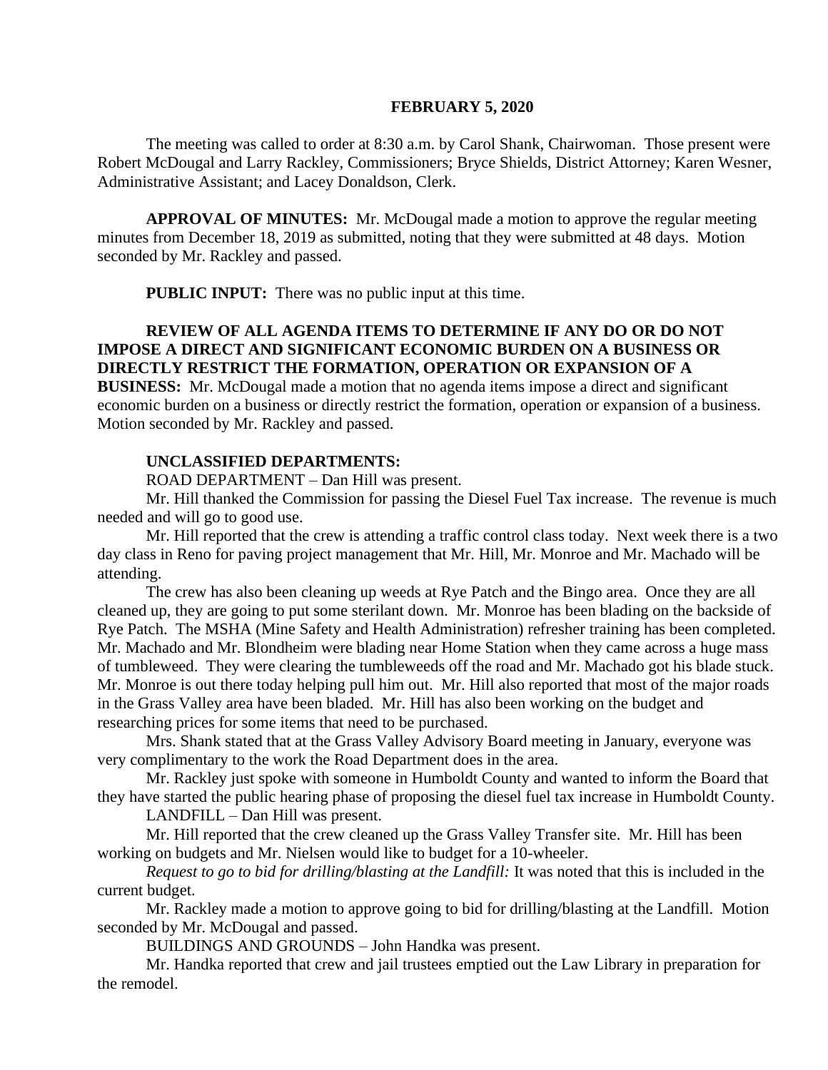**FEBRUARY 5, 2020**

The meeting was called to order at 8:30 a.m. by Carol Shank, Chairwoman. Those present were Robert McDougal and Larry Rackley, Commissioners; Bryce Shields, District Attorney; Karen Wesner, Administrative Assistant; and Lacey Donaldson, Clerk.

**APPROVAL OF MINUTES:** Mr. McDougal made a motion to approve the regular meeting minutes from December 18, 2019 as submitted, noting that they were submitted at 48 days. Motion seconded by Mr. Rackley and passed.

**PUBLIC INPUT:** There was no public input at this time.

**REVIEW OF ALL AGENDA ITEMS TO DETERMINE IF ANY DO OR DO NOT IMPOSE A DIRECT AND SIGNIFICANT ECONOMIC BURDEN ON A BUSINESS OR DIRECTLY RESTRICT THE FORMATION, OPERATION OR EXPANSION OF A BUSINESS:** Mr. McDougal made a motion that no agenda items impose a direct and significant economic burden on a business or directly restrict the formation, operation or expansion of a business. Motion seconded by Mr. Rackley and passed.

**UNCLASSIFIED DEPARTMENTS:**

ROAD DEPARTMENT – Dan Hill was present.

Mr. Hill thanked the Commission for passing the Diesel Fuel Tax increase. The revenue is much needed and will go to good use.

Mr. Hill reported that the crew is attending a traffic control class today. Next week there is a two day class in Reno for paving project management that Mr. Hill, Mr. Monroe and Mr. Machado will be attending.

The crew has also been cleaning up weeds at Rye Patch and the Bingo area. Once they are all cleaned up, they are going to put some sterilant down. Mr. Monroe has been blading on the backside of Rye Patch. The MSHA (Mine Safety and Health Administration) refresher training has been completed. Mr. Machado and Mr. Blondheim were blading near Home Station when they came across a huge mass of tumbleweed. They were clearing the tumbleweeds off the road and Mr. Machado got his blade stuck. Mr. Monroe is out there today helping pull him out. Mr. Hill also reported that most of the major roads in the Grass Valley area have been bladed. Mr. Hill has also been working on the budget and researching prices for some items that need to be purchased.

Mrs. Shank stated that at the Grass Valley Advisory Board meeting in January, everyone was very complimentary to the work the Road Department does in the area.

Mr. Rackley just spoke with someone in Humboldt County and wanted to inform the Board that they have started the public hearing phase of proposing the diesel fuel tax increase in Humboldt County.

LANDFILL – Dan Hill was present.

Mr. Hill reported that the crew cleaned up the Grass Valley Transfer site. Mr. Hill has been working on budgets and Mr. Nielsen would like to budget for a 10-wheeler.

*Request to go to bid for drilling/blasting at the Landfill:* It was noted that this is included in the current budget.

Mr. Rackley made a motion to approve going to bid for drilling/blasting at the Landfill. Motion seconded by Mr. McDougal and passed.

BUILDINGS AND GROUNDS – John Handka was present.

Mr. Handka reported that crew and jail trustees emptied out the Law Library in preparation for the remodel.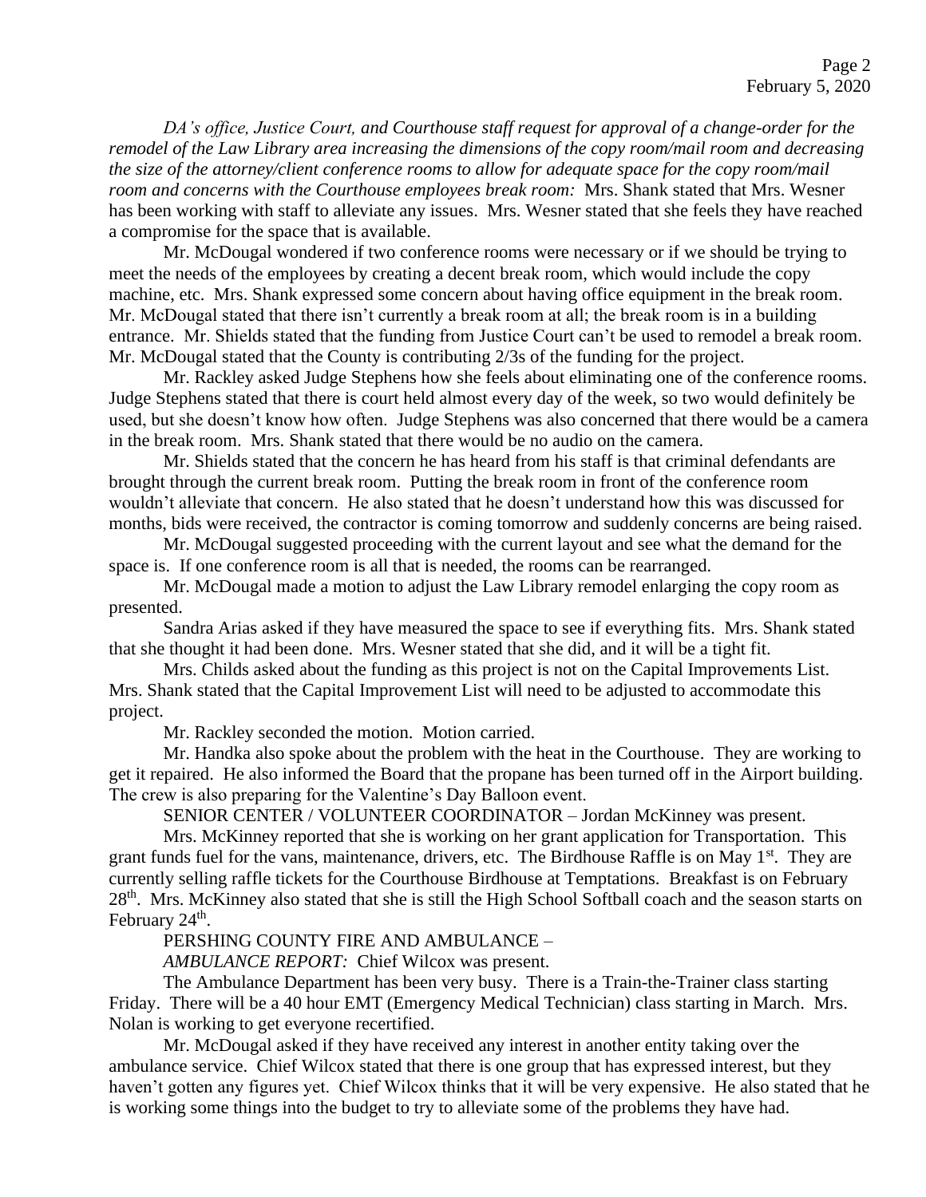*DA's office, Justice Court, and Courthouse staff request for approval of a change-order for the remodel of the Law Library area increasing the dimensions of the copy room/mail room and decreasing the size of the attorney/client conference rooms to allow for adequate space for the copy room/mail room and concerns with the Courthouse employees break room:* Mrs. Shank stated that Mrs. Wesner has been working with staff to alleviate any issues. Mrs. Wesner stated that she feels they have reached a compromise for the space that is available.

Mr. McDougal wondered if two conference rooms were necessary or if we should be trying to meet the needs of the employees by creating a decent break room, which would include the copy machine, etc. Mrs. Shank expressed some concern about having office equipment in the break room. Mr. McDougal stated that there isn't currently a break room at all; the break room is in a building entrance. Mr. Shields stated that the funding from Justice Court can't be used to remodel a break room. Mr. McDougal stated that the County is contributing 2/3s of the funding for the project.

Mr. Rackley asked Judge Stephens how she feels about eliminating one of the conference rooms. Judge Stephens stated that there is court held almost every day of the week, so two would definitely be used, but she doesn't know how often. Judge Stephens was also concerned that there would be a camera in the break room. Mrs. Shank stated that there would be no audio on the camera.

Mr. Shields stated that the concern he has heard from his staff is that criminal defendants are brought through the current break room. Putting the break room in front of the conference room wouldn't alleviate that concern. He also stated that he doesn't understand how this was discussed for months, bids were received, the contractor is coming tomorrow and suddenly concerns are being raised.

Mr. McDougal suggested proceeding with the current layout and see what the demand for the space is. If one conference room is all that is needed, the rooms can be rearranged.

Mr. McDougal made a motion to adjust the Law Library remodel enlarging the copy room as presented.

Sandra Arias asked if they have measured the space to see if everything fits. Mrs. Shank stated that she thought it had been done. Mrs. Wesner stated that she did, and it will be a tight fit.

Mrs. Childs asked about the funding as this project is not on the Capital Improvements List. Mrs. Shank stated that the Capital Improvement List will need to be adjusted to accommodate this project.

Mr. Rackley seconded the motion. Motion carried.

Mr. Handka also spoke about the problem with the heat in the Courthouse. They are working to get it repaired. He also informed the Board that the propane has been turned off in the Airport building. The crew is also preparing for the Valentine's Day Balloon event.

SENIOR CENTER / VOLUNTEER COORDINATOR – Jordan McKinney was present.

Mrs. McKinney reported that she is working on her grant application for Transportation. This grant funds fuel for the vans, maintenance, drivers, etc. The Birdhouse Raffle is on May 1st. They are currently selling raffle tickets for the Courthouse Birdhouse at Temptations. Breakfast is on February 28th. Mrs. McKinney also stated that she is still the High School Softball coach and the season starts on February 24th.

PERSHING COUNTY FIRE AND AMBULANCE –

*AMBULANCE REPORT:* Chief Wilcox was present.

The Ambulance Department has been very busy. There is a Train-the-Trainer class starting Friday. There will be a 40 hour EMT (Emergency Medical Technician) class starting in March. Mrs. Nolan is working to get everyone recertified.

Mr. McDougal asked if they have received any interest in another entity taking over the ambulance service. Chief Wilcox stated that there is one group that has expressed interest, but they haven't gotten any figures yet. Chief Wilcox thinks that it will be very expensive. He also stated that he is working some things into the budget to try to alleviate some of the problems they have had.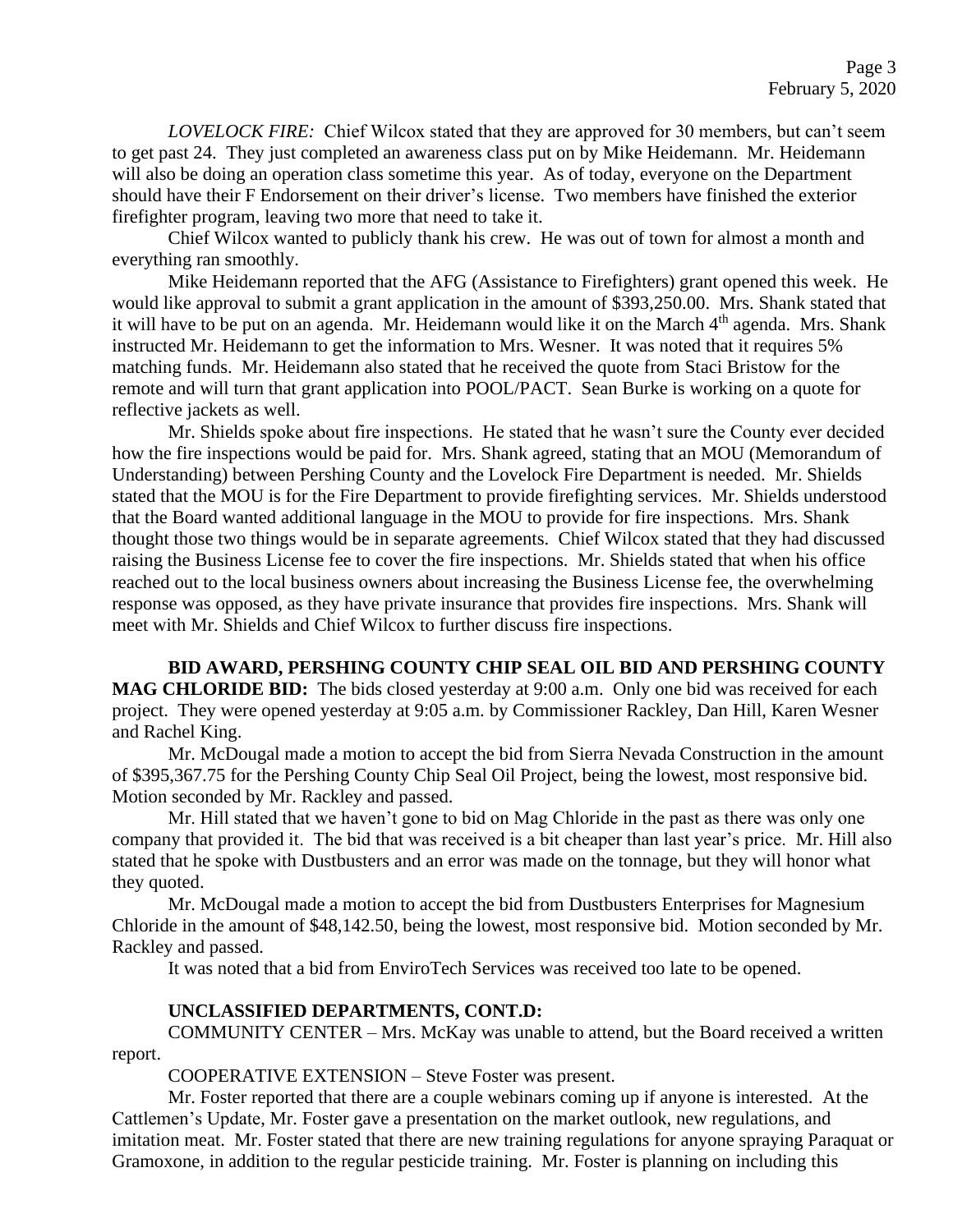*LOVELOCK FIRE:* Chief Wilcox stated that they are approved for 30 members, but can't seem to get past 24. They just completed an awareness class put on by Mike Heidemann. Mr. Heidemann will also be doing an operation class sometime this year. As of today, everyone on the Department should have their F Endorsement on their driver's license. Two members have finished the exterior firefighter program, leaving two more that need to take it.

Chief Wilcox wanted to publicly thank his crew. He was out of town for almost a month and everything ran smoothly.

Mike Heidemann reported that the AFG (Assistance to Firefighters) grant opened this week. He would like approval to submit a grant application in the amount of $393,250.00. Mrs. Shank stated that it will have to be put on an agenda. Mr. Heidemann would like it on the March 4th agenda. Mrs. Shank instructed Mr. Heidemann to get the information to Mrs. Wesner. It was noted that it requires 5% matching funds. Mr. Heidemann also stated that he received the quote from Staci Bristow for the remote and will turn that grant application into POOL/PACT. Sean Burke is working on a quote for reflective jackets as well.

Mr. Shields spoke about fire inspections. He stated that he wasn't sure the County ever decided how the fire inspections would be paid for. Mrs. Shank agreed, stating that an MOU (Memorandum of Understanding) between Pershing County and the Lovelock Fire Department is needed. Mr. Shields stated that the MOU is for the Fire Department to provide firefighting services. Mr. Shields understood that the Board wanted additional language in the MOU to provide for fire inspections. Mrs. Shank thought those two things would be in separate agreements. Chief Wilcox stated that they had discussed raising the Business License fee to cover the fire inspections. Mr. Shields stated that when his office reached out to the local business owners about increasing the Business License fee, the overwhelming response was opposed, as they have private insurance that provides fire inspections. Mrs. Shank will meet with Mr. Shields and Chief Wilcox to further discuss fire inspections.

**BID AWARD, PERSHING COUNTY CHIP SEAL OIL BID AND PERSHING COUNTY MAG CHLORIDE BID:** The bids closed yesterday at 9:00 a.m. Only one bid was received for each project. They were opened yesterday at 9:05 a.m. by Commissioner Rackley, Dan Hill, Karen Wesner and Rachel King.

Mr. McDougal made a motion to accept the bid from Sierra Nevada Construction in the amount of $395,367.75 for the Pershing County Chip Seal Oil Project, being the lowest, most responsive bid. Motion seconded by Mr. Rackley and passed.

Mr. Hill stated that we haven't gone to bid on Mag Chloride in the past as there was only one company that provided it. The bid that was received is a bit cheaper than last year's price. Mr. Hill also stated that he spoke with Dustbusters and an error was made on the tonnage, but they will honor what they quoted.

Mr. McDougal made a motion to accept the bid from Dustbusters Enterprises for Magnesium Chloride in the amount of $48,142.50, being the lowest, most responsive bid. Motion seconded by Mr. Rackley and passed.

It was noted that a bid from EnviroTech Services was received too late to be opened.

**UNCLASSIFIED DEPARTMENTS, CONT.D:**

COMMUNITY CENTER – Mrs. McKay was unable to attend, but the Board received a written report.

COOPERATIVE EXTENSION – Steve Foster was present.

Mr. Foster reported that there are a couple webinars coming up if anyone is interested. At the Cattlemen's Update, Mr. Foster gave a presentation on the market outlook, new regulations, and imitation meat. Mr. Foster stated that there are new training regulations for anyone spraying Paraquat or Gramoxone, in addition to the regular pesticide training. Mr. Foster is planning on including this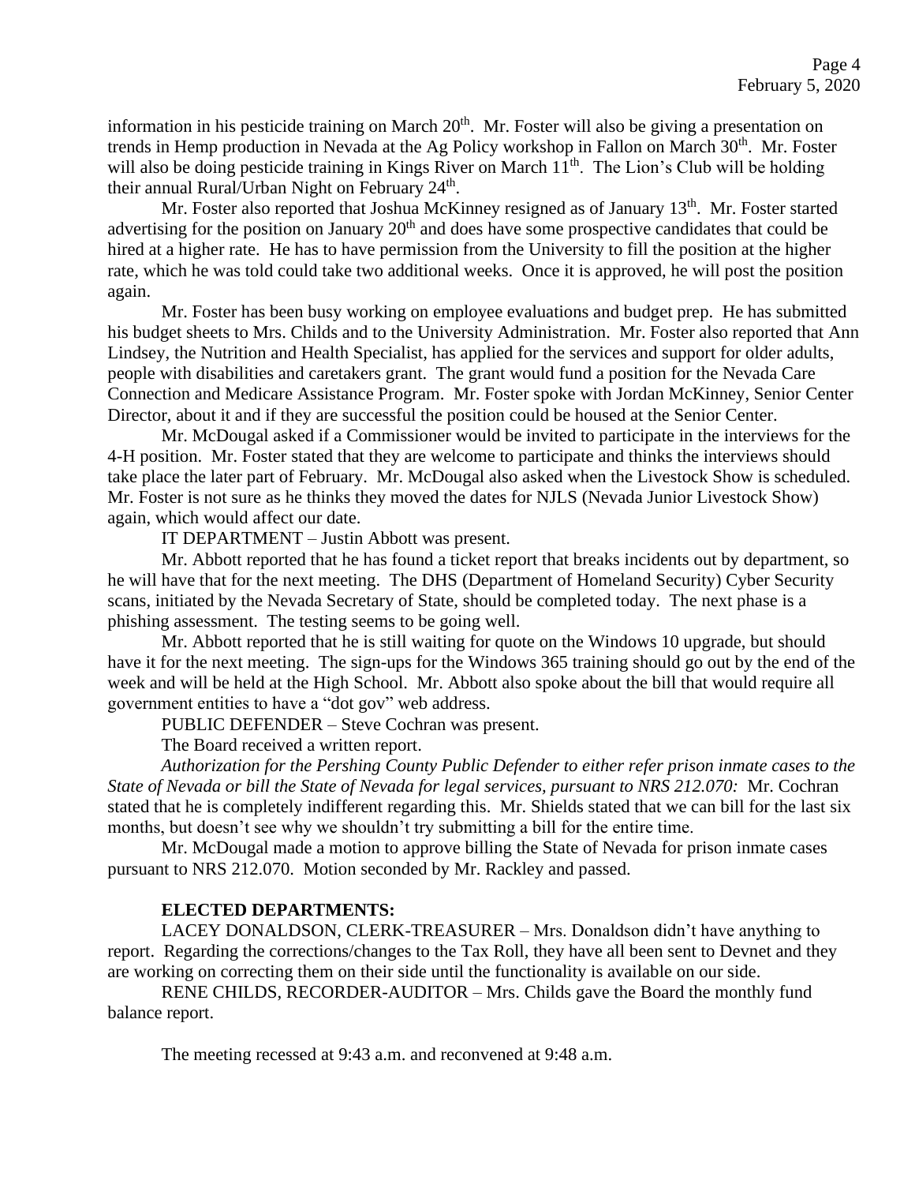information in his pesticide training on March 20th. Mr. Foster will also be giving a presentation on trends in Hemp production in Nevada at the Ag Policy workshop in Fallon on March 30th. Mr. Foster will also be doing pesticide training in Kings River on March 11th. The Lion's Club will be holding their annual Rural/Urban Night on February 24th.

Mr. Foster also reported that Joshua McKinney resigned as of January 13th. Mr. Foster started advertising for the position on January 20th and does have some prospective candidates that could be hired at a higher rate. He has to have permission from the University to fill the position at the higher rate, which he was told could take two additional weeks. Once it is approved, he will post the position again.

Mr. Foster has been busy working on employee evaluations and budget prep. He has submitted his budget sheets to Mrs. Childs and to the University Administration. Mr. Foster also reported that Ann Lindsey, the Nutrition and Health Specialist, has applied for the services and support for older adults, people with disabilities and caretakers grant. The grant would fund a position for the Nevada Care Connection and Medicare Assistance Program. Mr. Foster spoke with Jordan McKinney, Senior Center Director, about it and if they are successful the position could be housed at the Senior Center.

Mr. McDougal asked if a Commissioner would be invited to participate in the interviews for the 4-H position. Mr. Foster stated that they are welcome to participate and thinks the interviews should take place the later part of February. Mr. McDougal also asked when the Livestock Show is scheduled. Mr. Foster is not sure as he thinks they moved the dates for NJLS (Nevada Junior Livestock Show) again, which would affect our date.

IT DEPARTMENT – Justin Abbott was present.

Mr. Abbott reported that he has found a ticket report that breaks incidents out by department, so he will have that for the next meeting. The DHS (Department of Homeland Security) Cyber Security scans, initiated by the Nevada Secretary of State, should be completed today. The next phase is a phishing assessment. The testing seems to be going well.

Mr. Abbott reported that he is still waiting for quote on the Windows 10 upgrade, but should have it for the next meeting. The sign-ups for the Windows 365 training should go out by the end of the week and will be held at the High School. Mr. Abbott also spoke about the bill that would require all government entities to have a "dot gov" web address.

PUBLIC DEFENDER – Steve Cochran was present.

The Board received a written report.

*Authorization for the Pershing County Public Defender to either refer prison inmate cases to the State of Nevada or bill the State of Nevada for legal services, pursuant to NRS 212.070:* Mr. Cochran stated that he is completely indifferent regarding this. Mr. Shields stated that we can bill for the last six months, but doesn't see why we shouldn't try submitting a bill for the entire time.

Mr. McDougal made a motion to approve billing the State of Nevada for prison inmate cases pursuant to NRS 212.070. Motion seconded by Mr. Rackley and passed.

**ELECTED DEPARTMENTS:**

LACEY DONALDSON, CLERK-TREASURER – Mrs. Donaldson didn't have anything to report. Regarding the corrections/changes to the Tax Roll, they have all been sent to Devnet and they are working on correcting them on their side until the functionality is available on our side.

RENE CHILDS, RECORDER-AUDITOR – Mrs. Childs gave the Board the monthly fund balance report.

The meeting recessed at 9:43 a.m. and reconvened at 9:48 a.m.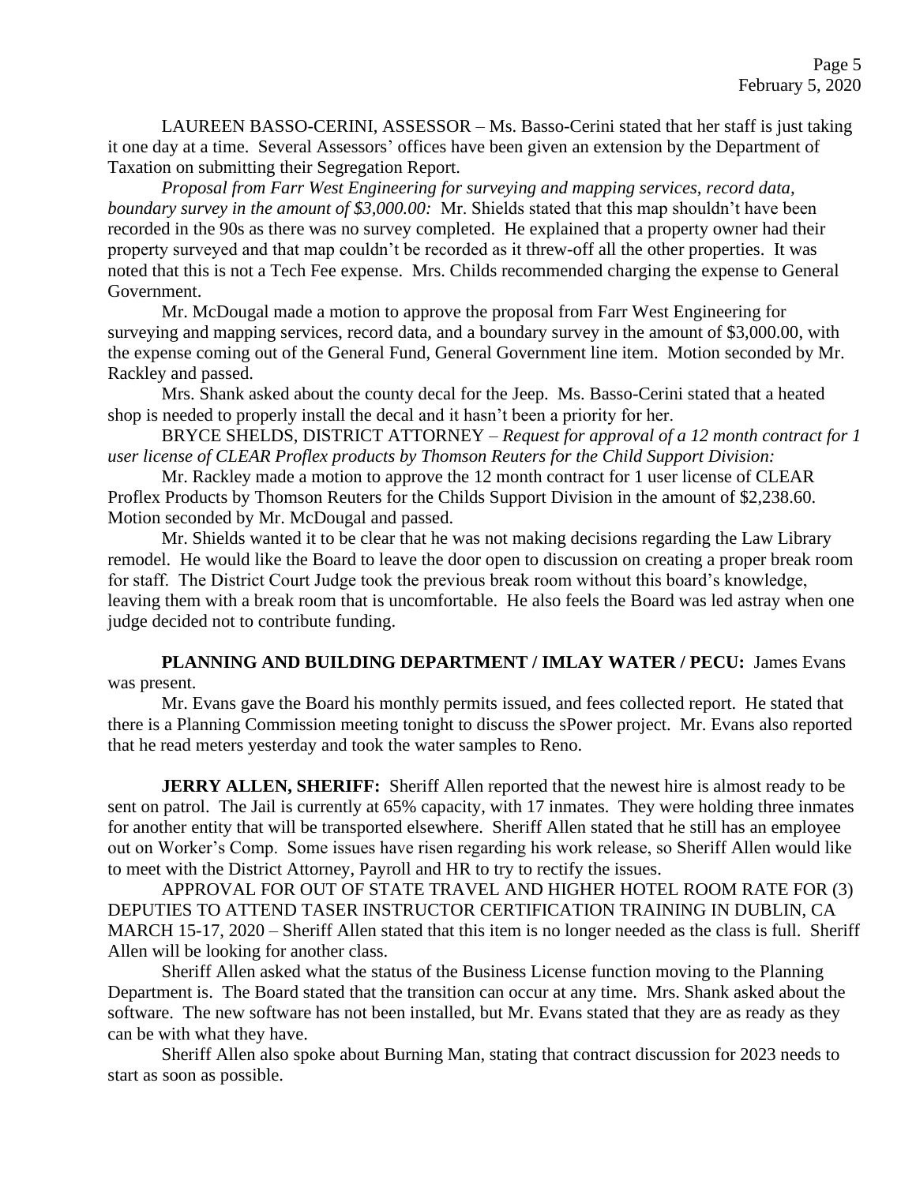LAUREEN BASSO-CERINI, ASSESSOR – Ms. Basso-Cerini stated that her staff is just taking it one day at a time. Several Assessors' offices have been given an extension by the Department of Taxation on submitting their Segregation Report.

*Proposal from Farr West Engineering for surveying and mapping services, record data, boundary survey in the amount of $3,000.00:* Mr. Shields stated that this map shouldn't have been recorded in the 90s as there was no survey completed. He explained that a property owner had their property surveyed and that map couldn't be recorded as it threw-off all the other properties. It was noted that this is not a Tech Fee expense. Mrs. Childs recommended charging the expense to General Government.

Mr. McDougal made a motion to approve the proposal from Farr West Engineering for surveying and mapping services, record data, and a boundary survey in the amount of $3,000.00, with the expense coming out of the General Fund, General Government line item. Motion seconded by Mr. Rackley and passed.

Mrs. Shank asked about the county decal for the Jeep. Ms. Basso-Cerini stated that a heated shop is needed to properly install the decal and it hasn't been a priority for her.

BRYCE SHELDS, DISTRICT ATTORNEY – *Request for approval of a 12 month contract for 1 user license of CLEAR Proflex products by Thomson Reuters for the Child Support Division:*

Mr. Rackley made a motion to approve the 12 month contract for 1 user license of CLEAR Proflex Products by Thomson Reuters for the Childs Support Division in the amount of $2,238.60. Motion seconded by Mr. McDougal and passed.

Mr. Shields wanted it to be clear that he was not making decisions regarding the Law Library remodel. He would like the Board to leave the door open to discussion on creating a proper break room for staff. The District Court Judge took the previous break room without this board's knowledge, leaving them with a break room that is uncomfortable. He also feels the Board was led astray when one judge decided not to contribute funding.

**PLANNING AND BUILDING DEPARTMENT / IMLAY WATER / PECU:** James Evans was present.

Mr. Evans gave the Board his monthly permits issued, and fees collected report. He stated that there is a Planning Commission meeting tonight to discuss the sPower project. Mr. Evans also reported that he read meters yesterday and took the water samples to Reno.

**JERRY ALLEN, SHERIFF:** Sheriff Allen reported that the newest hire is almost ready to be sent on patrol. The Jail is currently at 65% capacity, with 17 inmates. They were holding three inmates for another entity that will be transported elsewhere. Sheriff Allen stated that he still has an employee out on Worker's Comp. Some issues have risen regarding his work release, so Sheriff Allen would like to meet with the District Attorney, Payroll and HR to try to rectify the issues.

APPROVAL FOR OUT OF STATE TRAVEL AND HIGHER HOTEL ROOM RATE FOR (3) DEPUTIES TO ATTEND TASER INSTRUCTOR CERTIFICATION TRAINING IN DUBLIN, CA MARCH 15-17, 2020 – Sheriff Allen stated that this item is no longer needed as the class is full. Sheriff Allen will be looking for another class.

Sheriff Allen asked what the status of the Business License function moving to the Planning Department is. The Board stated that the transition can occur at any time. Mrs. Shank asked about the software. The new software has not been installed, but Mr. Evans stated that they are as ready as they can be with what they have.

Sheriff Allen also spoke about Burning Man, stating that contract discussion for 2023 needs to start as soon as possible.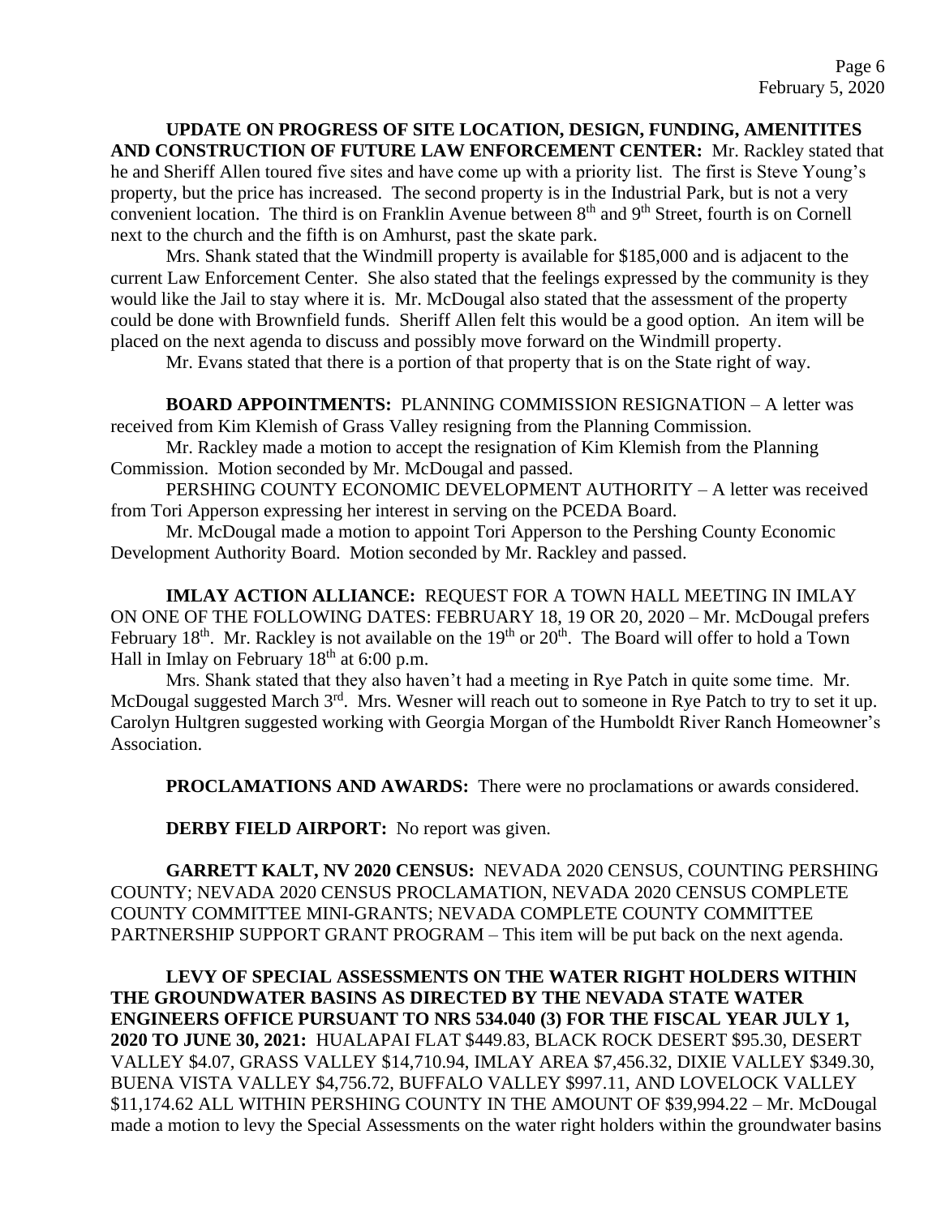**UPDATE ON PROGRESS OF SITE LOCATION, DESIGN, FUNDING, AMENITITES AND CONSTRUCTION OF FUTURE LAW ENFORCEMENT CENTER:** Mr. Rackley stated that he and Sheriff Allen toured five sites and have come up with a priority list. The first is Steve Young's property, but the price has increased. The second property is in the Industrial Park, but is not a very convenient location. The third is on Franklin Avenue between 8th and 9th Street, fourth is on Cornell next to the church and the fifth is on Amhurst, past the skate park.

Mrs. Shank stated that the Windmill property is available for $185,000 and is adjacent to the current Law Enforcement Center. She also stated that the feelings expressed by the community is they would like the Jail to stay where it is. Mr. McDougal also stated that the assessment of the property could be done with Brownfield funds. Sheriff Allen felt this would be a good option. An item will be placed on the next agenda to discuss and possibly move forward on the Windmill property.

Mr. Evans stated that there is a portion of that property that is on the State right of way.

**BOARD APPOINTMENTS:** PLANNING COMMISSION RESIGNATION – A letter was received from Kim Klemish of Grass Valley resigning from the Planning Commission.

Mr. Rackley made a motion to accept the resignation of Kim Klemish from the Planning Commission. Motion seconded by Mr. McDougal and passed.

PERSHING COUNTY ECONOMIC DEVELOPMENT AUTHORITY – A letter was received from Tori Apperson expressing her interest in serving on the PCEDA Board.

Mr. McDougal made a motion to appoint Tori Apperson to the Pershing County Economic Development Authority Board. Motion seconded by Mr. Rackley and passed.

**IMLAY ACTION ALLIANCE:** REQUEST FOR A TOWN HALL MEETING IN IMLAY ON ONE OF THE FOLLOWING DATES: FEBRUARY 18, 19 OR 20, 2020 – Mr. McDougal prefers February 18th. Mr. Rackley is not available on the 19th or 20th. The Board will offer to hold a Town Hall in Imlay on February 18th at 6:00 p.m.

Mrs. Shank stated that they also haven't had a meeting in Rye Patch in quite some time. Mr. McDougal suggested March 3rd. Mrs. Wesner will reach out to someone in Rye Patch to try to set it up. Carolyn Hultgren suggested working with Georgia Morgan of the Humboldt River Ranch Homeowner's Association.

**PROCLAMATIONS AND AWARDS:** There were no proclamations or awards considered.

**DERBY FIELD AIRPORT:** No report was given.

**GARRETT KALT, NV 2020 CENSUS:** NEVADA 2020 CENSUS, COUNTING PERSHING COUNTY; NEVADA 2020 CENSUS PROCLAMATION, NEVADA 2020 CENSUS COMPLETE COUNTY COMMITTEE MINI-GRANTS; NEVADA COMPLETE COUNTY COMMITTEE PARTNERSHIP SUPPORT GRANT PROGRAM – This item will be put back on the next agenda.

**LEVY OF SPECIAL ASSESSMENTS ON THE WATER RIGHT HOLDERS WITHIN THE GROUNDWATER BASINS AS DIRECTED BY THE NEVADA STATE WATER ENGINEERS OFFICE PURSUANT TO NRS 534.040 (3) FOR THE FISCAL YEAR JULY 1, 2020 TO JUNE 30, 2021:** HUALAPAI FLAT $449.83, BLACK ROCK DESERT $95.30, DESERT VALLEY $4.07, GRASS VALLEY $14,710.94, IMLAY AREA $7,456.32, DIXIE VALLEY $349.30, BUENA VISTA VALLEY $4,756.72, BUFFALO VALLEY $997.11, AND LOVELOCK VALLEY $11,174.62 ALL WITHIN PERSHING COUNTY IN THE AMOUNT OF $39,994.22 – Mr. McDougal made a motion to levy the Special Assessments on the water right holders within the groundwater basins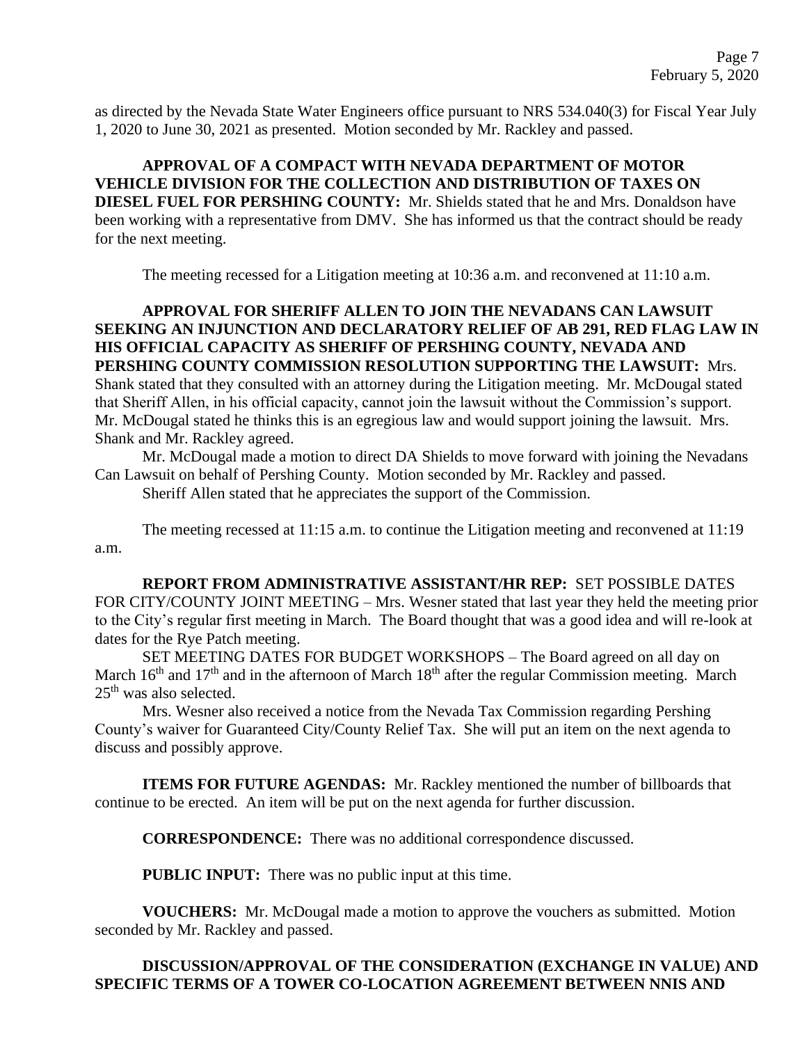as directed by the Nevada State Water Engineers office pursuant to NRS 534.040(3) for Fiscal Year July 1, 2020 to June 30, 2021 as presented. Motion seconded by Mr. Rackley and passed.

**APPROVAL OF A COMPACT WITH NEVADA DEPARTMENT OF MOTOR VEHICLE DIVISION FOR THE COLLECTION AND DISTRIBUTION OF TAXES ON DIESEL FUEL FOR PERSHING COUNTY:** Mr. Shields stated that he and Mrs. Donaldson have been working with a representative from DMV. She has informed us that the contract should be ready for the next meeting.

The meeting recessed for a Litigation meeting at 10:36 a.m. and reconvened at 11:10 a.m.

**APPROVAL FOR SHERIFF ALLEN TO JOIN THE NEVADANS CAN LAWSUIT SEEKING AN INJUNCTION AND DECLARATORY RELIEF OF AB 291, RED FLAG LAW IN HIS OFFICIAL CAPACITY AS SHERIFF OF PERSHING COUNTY, NEVADA AND PERSHING COUNTY COMMISSION RESOLUTION SUPPORTING THE LAWSUIT:** Mrs. Shank stated that they consulted with an attorney during the Litigation meeting. Mr. McDougal stated that Sheriff Allen, in his official capacity, cannot join the lawsuit without the Commission's support. Mr. McDougal stated he thinks this is an egregious law and would support joining the lawsuit. Mrs. Shank and Mr. Rackley agreed.

Mr. McDougal made a motion to direct DA Shields to move forward with joining the Nevadans Can Lawsuit on behalf of Pershing County. Motion seconded by Mr. Rackley and passed.

Sheriff Allen stated that he appreciates the support of the Commission.

The meeting recessed at 11:15 a.m. to continue the Litigation meeting and reconvened at 11:19 a.m.

**REPORT FROM ADMINISTRATIVE ASSISTANT/HR REP:** SET POSSIBLE DATES FOR CITY/COUNTY JOINT MEETING – Mrs. Wesner stated that last year they held the meeting prior to the City's regular first meeting in March. The Board thought that was a good idea and will re-look at dates for the Rye Patch meeting.

SET MEETING DATES FOR BUDGET WORKSHOPS – The Board agreed on all day on March 16th and 17th and in the afternoon of March 18th after the regular Commission meeting. March 25th was also selected.

Mrs. Wesner also received a notice from the Nevada Tax Commission regarding Pershing County's waiver for Guaranteed City/County Relief Tax. She will put an item on the next agenda to discuss and possibly approve.

**ITEMS FOR FUTURE AGENDAS:** Mr. Rackley mentioned the number of billboards that continue to be erected. An item will be put on the next agenda for further discussion.

**CORRESPONDENCE:** There was no additional correspondence discussed.

**PUBLIC INPUT:** There was no public input at this time.

**VOUCHERS:** Mr. McDougal made a motion to approve the vouchers as submitted. Motion seconded by Mr. Rackley and passed.

**DISCUSSION/APPROVAL OF THE CONSIDERATION (EXCHANGE IN VALUE) AND SPECIFIC TERMS OF A TOWER CO-LOCATION AGREEMENT BETWEEN NNIS AND**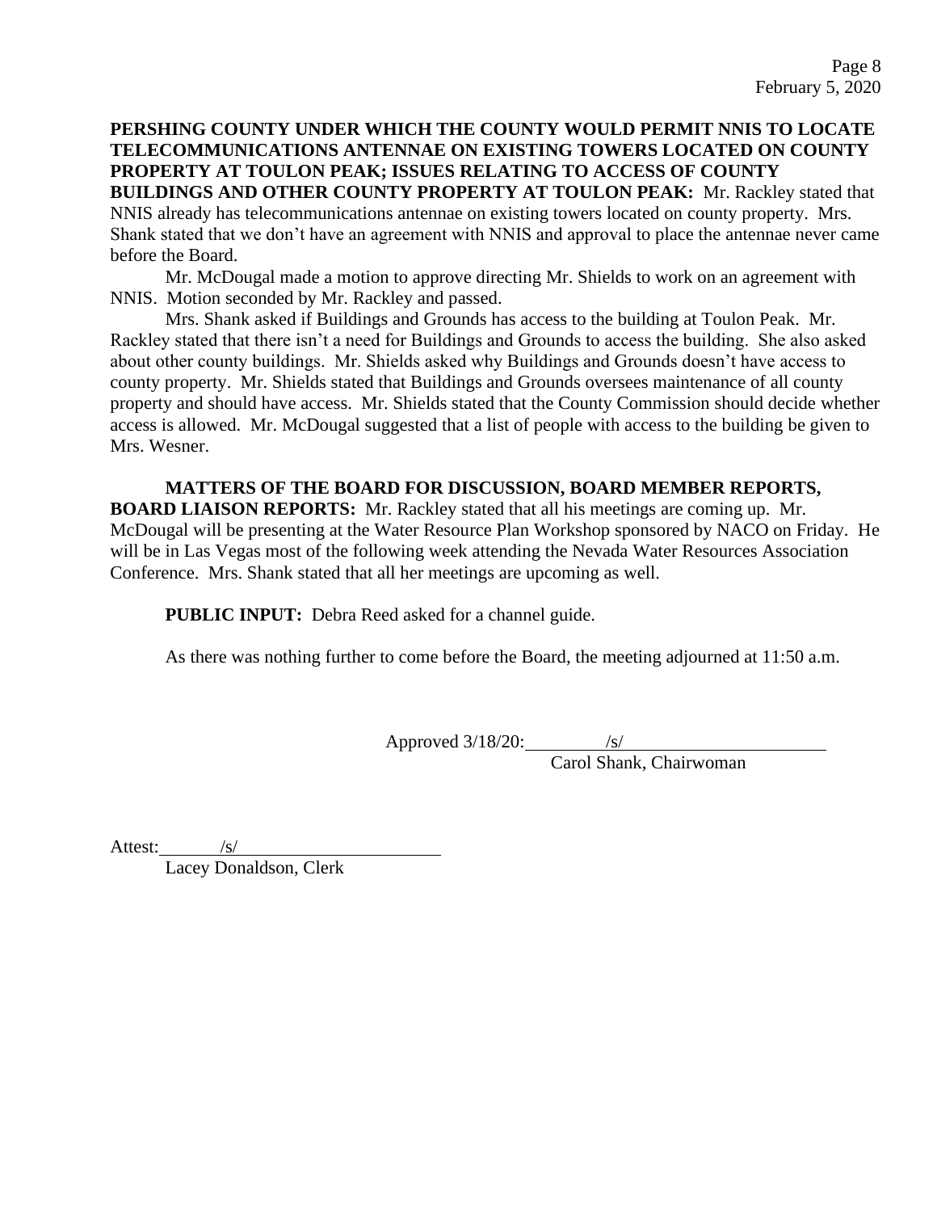**PERSHING COUNTY UNDER WHICH THE COUNTY WOULD PERMIT NNIS TO LOCATE TELECOMMUNICATIONS ANTENNAE ON EXISTING TOWERS LOCATED ON COUNTY PROPERTY AT TOULON PEAK; ISSUES RELATING TO ACCESS OF COUNTY BUILDINGS AND OTHER COUNTY PROPERTY AT TOULON PEAK:** Mr. Rackley stated that NNIS already has telecommunications antennae on existing towers located on county property. Mrs. Shank stated that we don't have an agreement with NNIS and approval to place the antennae never came before the Board.

Mr. McDougal made a motion to approve directing Mr. Shields to work on an agreement with NNIS. Motion seconded by Mr. Rackley and passed.

Mrs. Shank asked if Buildings and Grounds has access to the building at Toulon Peak. Mr. Rackley stated that there isn't a need for Buildings and Grounds to access the building. She also asked about other county buildings. Mr. Shields asked why Buildings and Grounds doesn't have access to county property. Mr. Shields stated that Buildings and Grounds oversees maintenance of all county property and should have access. Mr. Shields stated that the County Commission should decide whether access is allowed. Mr. McDougal suggested that a list of people with access to the building be given to Mrs. Wesner.

**MATTERS OF THE BOARD FOR DISCUSSION, BOARD MEMBER REPORTS, BOARD LIAISON REPORTS:** Mr. Rackley stated that all his meetings are coming up. Mr. McDougal will be presenting at the Water Resource Plan Workshop sponsored by NACO on Friday. He will be in Las Vegas most of the following week attending the Nevada Water Resources Association Conference. Mrs. Shank stated that all her meetings are upcoming as well.

**PUBLIC INPUT:** Debra Reed asked for a channel guide.

As there was nothing further to come before the Board, the meeting adjourned at 11:50 a.m.

Approved 3/18/20: /s/
Carol Shank, Chairwoman

Attest: /s/
Lacey Donaldson, Clerk